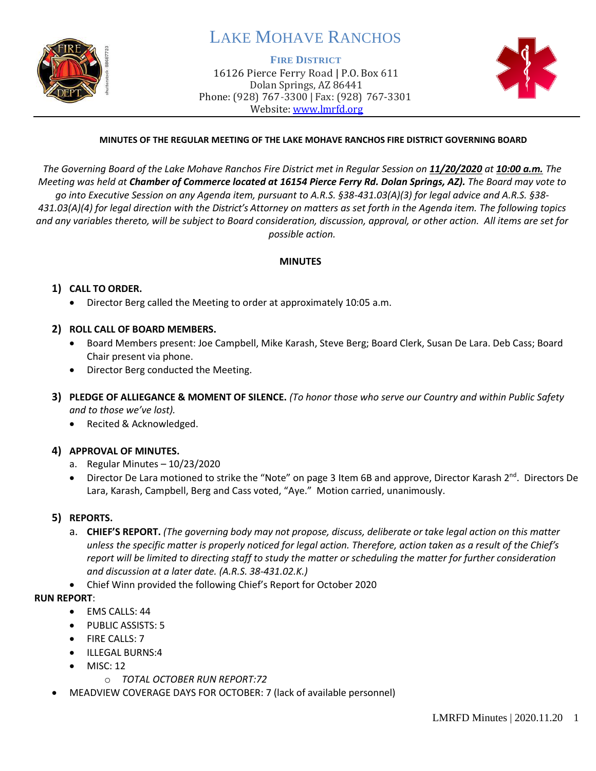# LAKE MOHAVE RANCHOS

**FIRE DISTRICT**
16126 Pierce Ferry Road | P.O. Box 611
Dolan Springs, AZ 86441
Phone: (928) 767-3300 | Fax: (928) 767-3301
Website: www.lmrfd.org

**MINUTES OF THE REGULAR MEETING OF THE LAKE MOHAVE RANCHOS FIRE DISTRICT GOVERNING BOARD**

*The Governing Board of the Lake Mohave Ranchos Fire District met in Regular Session on **11/20/2020** at **10:00 a.m.** The Meeting was held at **Chamber of Commerce located at 16154 Pierce Ferry Rd. Dolan Springs, AZ).** The Board may vote to go into Executive Session on any Agenda item, pursuant to A.R.S. §38-431.03(A)(3) for legal advice and A.R.S. §38-431.03(A)(4) for legal direction with the District's Attorney on matters as set forth in the Agenda item. The following topics and any variables thereto, will be subject to Board consideration, discussion, approval, or other action. All items are set for possible action.*

**MINUTES**

**1) CALL TO ORDER.**
- Director Berg called the Meeting to order at approximately 10:05 a.m.

**2) ROLL CALL OF BOARD MEMBERS.**
- Board Members present: Joe Campbell, Mike Karash, Steve Berg; Board Clerk, Susan De Lara. Deb Cass; Board Chair present via phone.
- Director Berg conducted the Meeting.

**3) PLEDGE OF ALLIEGANCE & MOMENT OF SILENCE.** *(To honor those who serve our Country and within Public Safety and to those we've lost).*
- Recited & Acknowledged.

**4) APPROVAL OF MINUTES.**

a. Regular Minutes – 10/23/2020
- Director De Lara motioned to strike the "Note" on page 3 Item 6B and approve, Director Karash 2nd. Directors De Lara, Karash, Campbell, Berg and Cass voted, "Aye." Motion carried, unanimously.

**5) REPORTS.**

a. **CHIEF'S REPORT.** *(The governing body may not propose, discuss, deliberate or take legal action on this matter unless the specific matter is properly noticed for legal action. Therefore, action taken as a result of the Chief's report will be limited to directing staff to study the matter or scheduling the matter for further consideration and discussion at a later date. (A.R.S. 38-431.02.K.)*
- Chief Winn provided the following Chief's Report for October 2020

**RUN REPORT**:
- EMS CALLS: 44
- PUBLIC ASSISTS: 5
- FIRE CALLS: 7
- ILLEGAL BURNS:4
- MISC: 12
  - *TOTAL OCTOBER RUN REPORT:72*

- MEADVIEW COVERAGE DAYS FOR OCTOBER: 7 (lack of available personnel)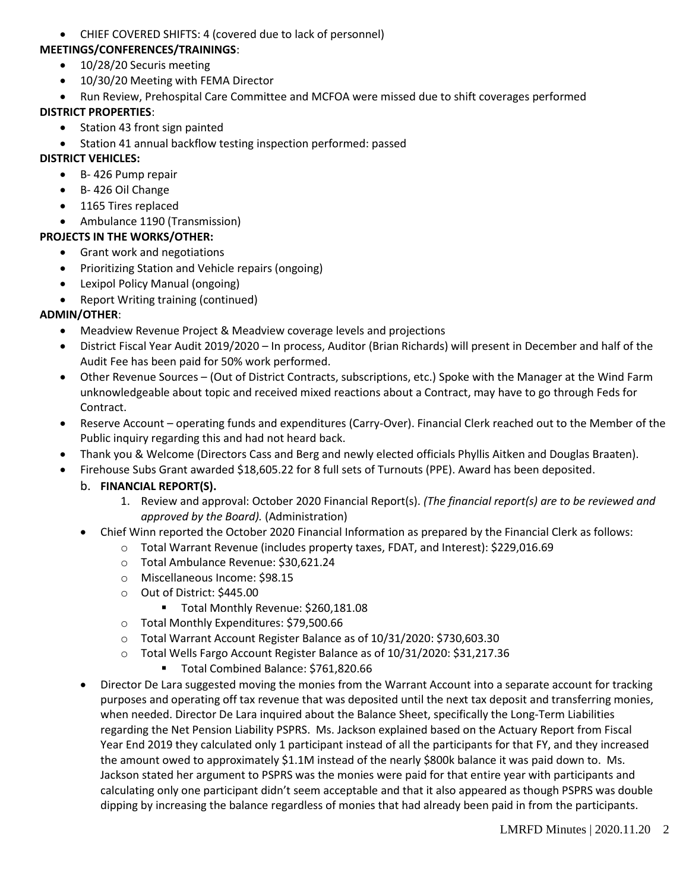- CHIEF COVERED SHIFTS: 4 (covered due to lack of personnel)

**MEETINGS/CONFERENCES/TRAININGS**:

- 10/28/20 Securis meeting
- 10/30/20 Meeting with FEMA Director
- Run Review, Prehospital Care Committee and MCFOA were missed due to shift coverages performed

**DISTRICT PROPERTIES**:

- Station 43 front sign painted
- Station 41 annual backflow testing inspection performed: passed

**DISTRICT VEHICLES:**

- B- 426 Pump repair
- B- 426 Oil Change
- 1165 Tires replaced
- Ambulance 1190 (Transmission)

**PROJECTS IN THE WORKS/OTHER:**

- Grant work and negotiations
- Prioritizing Station and Vehicle repairs (ongoing)
- Lexipol Policy Manual (ongoing)
- Report Writing training (continued)

**ADMIN/OTHER**:

- Meadview Revenue Project & Meadview coverage levels and projections
- District Fiscal Year Audit 2019/2020 – In process, Auditor (Brian Richards) will present in December and half of the Audit Fee has been paid for 50% work performed.
- Other Revenue Sources – (Out of District Contracts, subscriptions, etc.) Spoke with the Manager at the Wind Farm unknowledgeable about topic and received mixed reactions about a Contract, may have to go through Feds for Contract.
- Reserve Account – operating funds and expenditures (Carry-Over). Financial Clerk reached out to the Member of the Public inquiry regarding this and had not heard back.
- Thank you & Welcome (Directors Cass and Berg and newly elected officials Phyllis Aitken and Douglas Braaten).
- Firehouse Subs Grant awarded $18,605.22 for 8 full sets of Turnouts (PPE). Award has been deposited.

  b. **FINANCIAL REPORT(S).**

     1. Review and approval: October 2020 Financial Report(s). *(The financial report(s) are to be reviewed and approved by the Board).* (Administration)

- Chief Winn reported the October 2020 Financial Information as prepared by the Financial Clerk as follows:
  - Total Warrant Revenue (includes property taxes, FDAT, and Interest): $229,016.69
  - Total Ambulance Revenue: $30,621.24
  - Miscellaneous Income: $98.15
  - Out of District: $445.00
    - Total Monthly Revenue: $260,181.08
  - Total Monthly Expenditures: $79,500.66
  - Total Warrant Account Register Balance as of 10/31/2020: $730,603.30
  - Total Wells Fargo Account Register Balance as of 10/31/2020: $31,217.36
    - Total Combined Balance: $761,820.66
- Director De Lara suggested moving the monies from the Warrant Account into a separate account for tracking purposes and operating off tax revenue that was deposited until the next tax deposit and transferring monies, when needed. Director De Lara inquired about the Balance Sheet, specifically the Long-Term Liabilities regarding the Net Pension Liability PSPRS. Ms. Jackson explained based on the Actuary Report from Fiscal Year End 2019 they calculated only 1 participant instead of all the participants for that FY, and they increased the amount owed to approximately $1.1M instead of the nearly $800k balance it was paid down to. Ms. Jackson stated her argument to PSPRS was the monies were paid for that entire year with participants and calculating only one participant didn't seem acceptable and that it also appeared as though PSPRS was double dipping by increasing the balance regardless of monies that had already been paid in from the participants.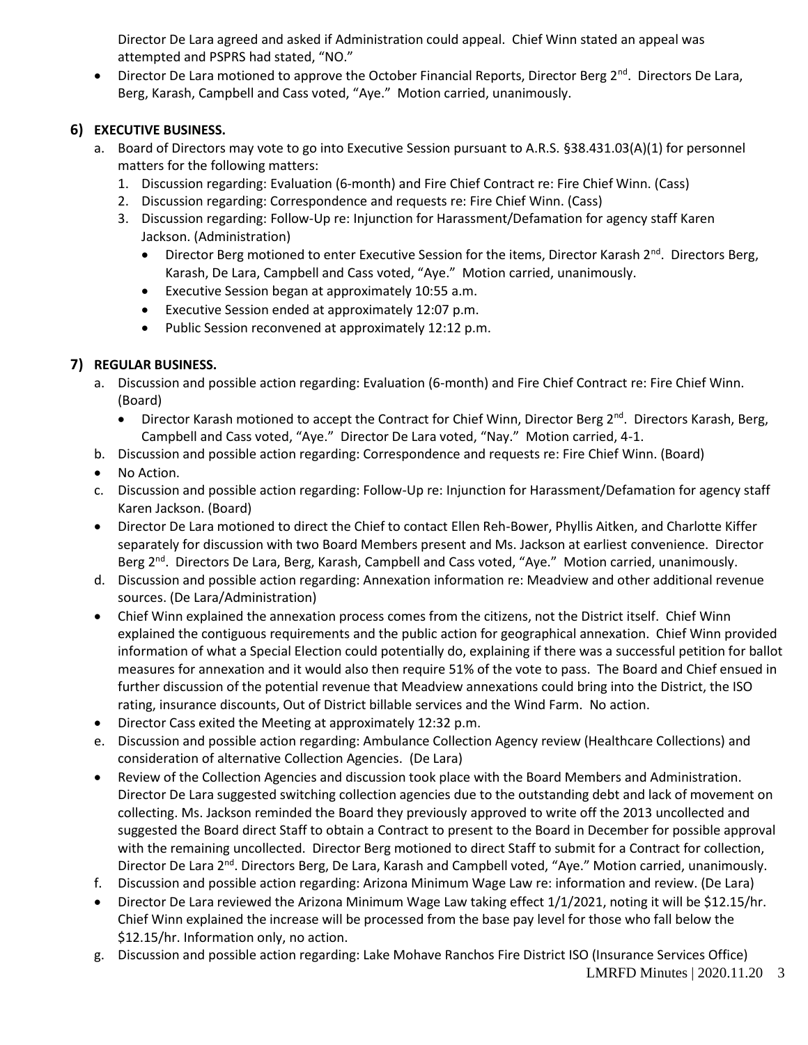Director De Lara agreed and asked if Administration could appeal. Chief Winn stated an appeal was attempted and PSPRS had stated, "NO."

- Director De Lara motioned to approve the October Financial Reports, Director Berg 2nd. Directors De Lara, Berg, Karash, Campbell and Cass voted, "Aye." Motion carried, unanimously.

## 6) EXECUTIVE BUSINESS.

a. Board of Directors may vote to go into Executive Session pursuant to A.R.S. §38.431.03(A)(1) for personnel matters for the following matters:
   1. Discussion regarding: Evaluation (6-month) and Fire Chief Contract re: Fire Chief Winn. (Cass)
   2. Discussion regarding: Correspondence and requests re: Fire Chief Winn. (Cass)
   3. Discussion regarding: Follow-Up re: Injunction for Harassment/Defamation for agency staff Karen Jackson. (Administration)
      - Director Berg motioned to enter Executive Session for the items, Director Karash 2nd. Directors Berg, Karash, De Lara, Campbell and Cass voted, "Aye." Motion carried, unanimously.
      - Executive Session began at approximately 10:55 a.m.
      - Executive Session ended at approximately 12:07 p.m.
      - Public Session reconvened at approximately 12:12 p.m.

## 7) REGULAR BUSINESS.

a. Discussion and possible action regarding: Evaluation (6-month) and Fire Chief Contract re: Fire Chief Winn. (Board)
   - Director Karash motioned to accept the Contract for Chief Winn, Director Berg 2nd. Directors Karash, Berg, Campbell and Cass voted, "Aye." Director De Lara voted, "Nay." Motion carried, 4-1.

b. Discussion and possible action regarding: Correspondence and requests re: Fire Chief Winn. (Board)

- No Action.

c. Discussion and possible action regarding: Follow-Up re: Injunction for Harassment/Defamation for agency staff Karen Jackson. (Board)

- Director De Lara motioned to direct the Chief to contact Ellen Reh-Bower, Phyllis Aitken, and Charlotte Kiffer separately for discussion with two Board Members present and Ms. Jackson at earliest convenience. Director Berg 2nd. Directors De Lara, Berg, Karash, Campbell and Cass voted, "Aye." Motion carried, unanimously.

d. Discussion and possible action regarding: Annexation information re: Meadview and other additional revenue sources. (De Lara/Administration)

- Chief Winn explained the annexation process comes from the citizens, not the District itself. Chief Winn explained the contiguous requirements and the public action for geographical annexation. Chief Winn provided information of what a Special Election could potentially do, explaining if there was a successful petition for ballot measures for annexation and it would also then require 51% of the vote to pass. The Board and Chief ensued in further discussion of the potential revenue that Meadview annexations could bring into the District, the ISO rating, insurance discounts, Out of District billable services and the Wind Farm. No action.
- Director Cass exited the Meeting at approximately 12:32 p.m.

e. Discussion and possible action regarding: Ambulance Collection Agency review (Healthcare Collections) and consideration of alternative Collection Agencies. (De Lara)

- Review of the Collection Agencies and discussion took place with the Board Members and Administration. Director De Lara suggested switching collection agencies due to the outstanding debt and lack of movement on collecting. Ms. Jackson reminded the Board they previously approved to write off the 2013 uncollected and suggested the Board direct Staff to obtain a Contract to present to the Board in December for possible approval with the remaining uncollected. Director Berg motioned to direct Staff to submit for a Contract for collection, Director De Lara 2nd. Directors Berg, De Lara, Karash and Campbell voted, "Aye." Motion carried, unanimously.

f. Discussion and possible action regarding: Arizona Minimum Wage Law re: information and review. (De Lara)

- Director De Lara reviewed the Arizona Minimum Wage Law taking effect 1/1/2021, noting it will be $12.15/hr. Chief Winn explained the increase will be processed from the base pay level for those who fall below the $12.15/hr. Information only, no action.

g. Discussion and possible action regarding: Lake Mohave Ranchos Fire District ISO (Insurance Services Office)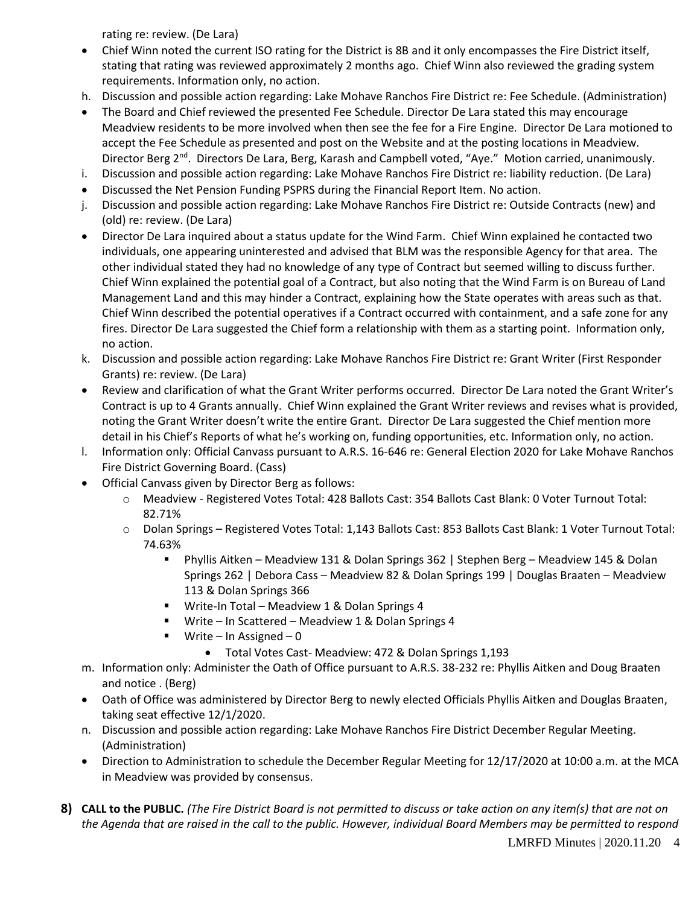rating re: review. (De Lara)

- Chief Winn noted the current ISO rating for the District is 8B and it only encompasses the Fire District itself, stating that rating was reviewed approximately 2 months ago. Chief Winn also reviewed the grading system requirements. Information only, no action.

h. Discussion and possible action regarding: Lake Mohave Ranchos Fire District re: Fee Schedule. (Administration)

- The Board and Chief reviewed the presented Fee Schedule. Director De Lara stated this may encourage Meadview residents to be more involved when then see the fee for a Fire Engine. Director De Lara motioned to accept the Fee Schedule as presented and post on the Website and at the posting locations in Meadview. Director Berg 2nd. Directors De Lara, Berg, Karash and Campbell voted, "Aye." Motion carried, unanimously.

i. Discussion and possible action regarding: Lake Mohave Ranchos Fire District re: liability reduction. (De Lara)

- Discussed the Net Pension Funding PSPRS during the Financial Report Item. No action.

j. Discussion and possible action regarding: Lake Mohave Ranchos Fire District re: Outside Contracts (new) and (old) re: review. (De Lara)

- Director De Lara inquired about a status update for the Wind Farm. Chief Winn explained he contacted two individuals, one appearing uninterested and advised that BLM was the responsible Agency for that area. The other individual stated they had no knowledge of any type of Contract but seemed willing to discuss further. Chief Winn explained the potential goal of a Contract, but also noting that the Wind Farm is on Bureau of Land Management Land and this may hinder a Contract, explaining how the State operates with areas such as that. Chief Winn described the potential operatives if a Contract occurred with containment, and a safe zone for any fires. Director De Lara suggested the Chief form a relationship with them as a starting point. Information only, no action.

k. Discussion and possible action regarding: Lake Mohave Ranchos Fire District re: Grant Writer (First Responder Grants) re: review. (De Lara)

- Review and clarification of what the Grant Writer performs occurred. Director De Lara noted the Grant Writer's Contract is up to 4 Grants annually. Chief Winn explained the Grant Writer reviews and revises what is provided, noting the Grant Writer doesn't write the entire Grant. Director De Lara suggested the Chief mention more detail in his Chief's Reports of what he's working on, funding opportunities, etc. Information only, no action.

l. Information only: Official Canvass pursuant to A.R.S. 16-646 re: General Election 2020 for Lake Mohave Ranchos Fire District Governing Board. (Cass)

- Official Canvass given by Director Berg as follows:
  - Meadview - Registered Votes Total: 428 Ballots Cast: 354 Ballots Cast Blank: 0 Voter Turnout Total: 82.71%
  - Dolan Springs – Registered Votes Total: 1,143 Ballots Cast: 853 Ballots Cast Blank: 1 Voter Turnout Total: 74.63%
    - Phyllis Aitken – Meadview 131 & Dolan Springs 362 | Stephen Berg – Meadview 145 & Dolan Springs 262 | Debora Cass – Meadview 82 & Dolan Springs 199 | Douglas Braaten – Meadview 113 & Dolan Springs 366
    - Write-In Total – Meadview 1 & Dolan Springs 4
    - Write – In Scattered – Meadview 1 & Dolan Springs 4
    - Write – In Assigned – 0
      - Total Votes Cast- Meadview: 472 & Dolan Springs 1,193

m. Information only: Administer the Oath of Office pursuant to A.R.S. 38-232 re: Phyllis Aitken and Doug Braaten and notice . (Berg)

- Oath of Office was administered by Director Berg to newly elected Officials Phyllis Aitken and Douglas Braaten, taking seat effective 12/1/2020.

n. Discussion and possible action regarding: Lake Mohave Ranchos Fire District December Regular Meeting. (Administration)

- Direction to Administration to schedule the December Regular Meeting for 12/17/2020 at 10:00 a.m. at the MCA in Meadview was provided by consensus.

**8) CALL to the PUBLIC.** *(The Fire District Board is not permitted to discuss or take action on any item(s) that are not on the Agenda that are raised in the call to the public. However, individual Board Members may be permitted to respond*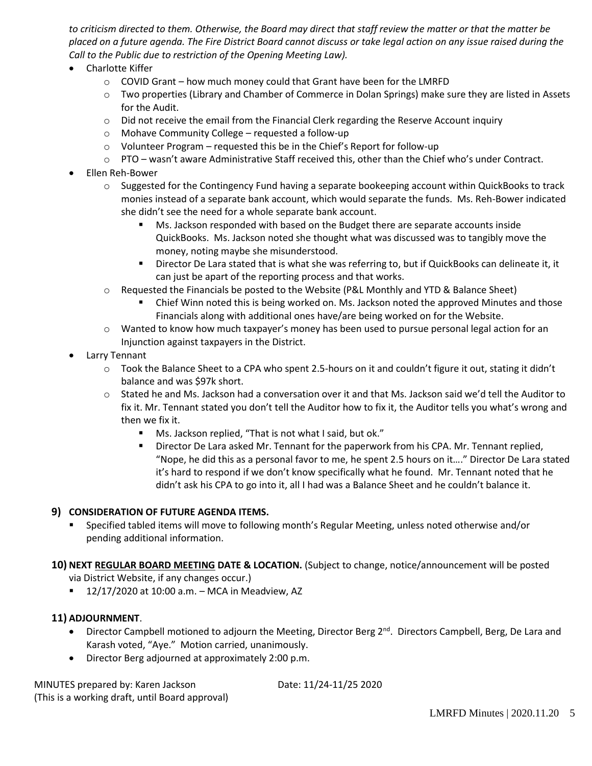*to criticism directed to them. Otherwise, the Board may direct that staff review the matter or that the matter be placed on a future agenda. The Fire District Board cannot discuss or take legal action on any issue raised during the Call to the Public due to restriction of the Opening Meeting Law).*

- Charlotte Kiffer
  - COVID Grant – how much money could that Grant have been for the LMRFD
  - Two properties (Library and Chamber of Commerce in Dolan Springs) make sure they are listed in Assets for the Audit.
  - Did not receive the email from the Financial Clerk regarding the Reserve Account inquiry
  - Mohave Community College – requested a follow-up
  - Volunteer Program – requested this be in the Chief's Report for follow-up
  - PTO – wasn't aware Administrative Staff received this, other than the Chief who's under Contract.
- Ellen Reh-Bower
  - Suggested for the Contingency Fund having a separate bookeeping account within QuickBooks to track monies instead of a separate bank account, which would separate the funds. Ms. Reh-Bower indicated she didn't see the need for a whole separate bank account.
    - Ms. Jackson responded with based on the Budget there are separate accounts inside QuickBooks. Ms. Jackson noted she thought what was discussed was to tangibly move the money, noting maybe she misunderstood.
    - Director De Lara stated that is what she was referring to, but if QuickBooks can delineate it, it can just be apart of the reporting process and that works.
  - Requested the Financials be posted to the Website (P&L Monthly and YTD & Balance Sheet)
    - Chief Winn noted this is being worked on. Ms. Jackson noted the approved Minutes and those Financials along with additional ones have/are being worked on for the Website.
  - Wanted to know how much taxpayer's money has been used to pursue personal legal action for an Injunction against taxpayers in the District.
- Larry Tennant
  - Took the Balance Sheet to a CPA who spent 2.5-hours on it and couldn't figure it out, stating it didn't balance and was $97k short.
  - Stated he and Ms. Jackson had a conversation over it and that Ms. Jackson said we'd tell the Auditor to fix it. Mr. Tennant stated you don't tell the Auditor how to fix it, the Auditor tells you what's wrong and then we fix it.
    - Ms. Jackson replied, "That is not what I said, but ok."
    - Director De Lara asked Mr. Tennant for the paperwork from his CPA. Mr. Tennant replied, "Nope, he did this as a personal favor to me, he spent 2.5 hours on it…." Director De Lara stated it's hard to respond if we don't know specifically what he found. Mr. Tennant noted that he didn't ask his CPA to go into it, all I had was a Balance Sheet and he couldn't balance it.

## 9) CONSIDERATION OF FUTURE AGENDA ITEMS.

- Specified tabled items will move to following month's Regular Meeting, unless noted otherwise and/or pending additional information.

## 10) NEXT REGULAR BOARD MEETING DATE & LOCATION. (Subject to change, notice/announcement will be posted via District Website, if any changes occur.)

- 12/17/2020 at 10:00 a.m. – MCA in Meadview, AZ

## 11) ADJOURNMENT.

- Director Campbell motioned to adjourn the Meeting, Director Berg 2nd. Directors Campbell, Berg, De Lara and Karash voted, "Aye." Motion carried, unanimously.
- Director Berg adjourned at approximately 2:00 p.m.

MINUTES prepared by: Karen Jackson Date: 11/24-11/25 2020
(This is a working draft, until Board approval)